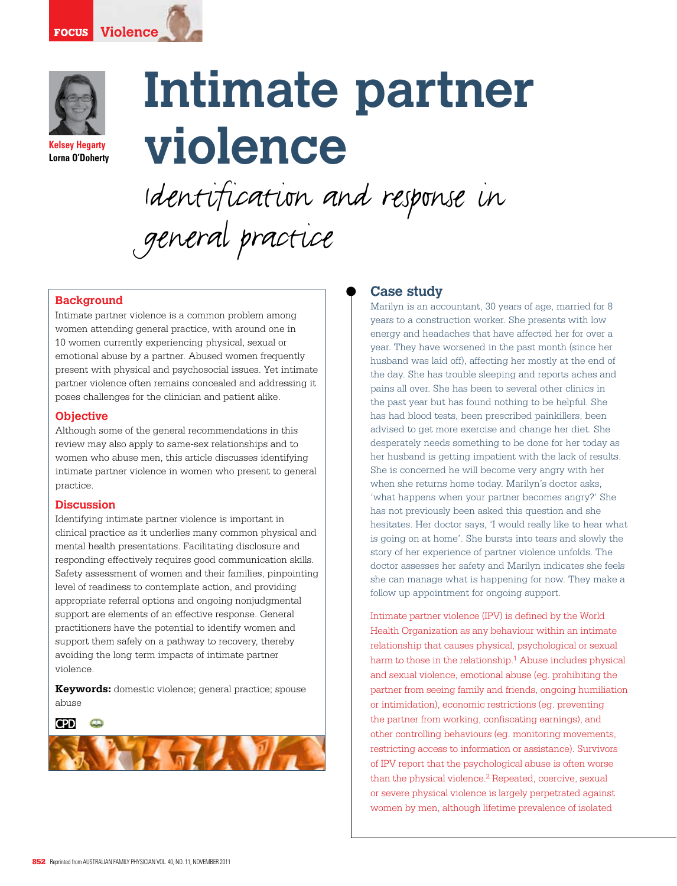# Intimate partner violence

## Identification and response in general practice

**Kelsey Hegarty**
**Lorna O'Doherty**

### Background

Intimate partner violence is a common problem among women attending general practice, with around one in 10 women currently experiencing physical, sexual or emotional abuse by a partner. Abused women frequently present with physical and psychosocial issues. Yet intimate partner violence often remains concealed and addressing it poses challenges for the clinician and patient alike.

### Objective

Although some of the general recommendations in this review may also apply to same-sex relationships and to women who abuse men, this article discusses identifying intimate partner violence in women who present to general practice.

### Discussion

Identifying intimate partner violence is important in clinical practice as it underlies many common physical and mental health presentations. Facilitating disclosure and responding effectively requires good communication skills. Safety assessment of women and their families, pinpointing level of readiness to contemplate action, and providing appropriate referral options and ongoing nonjudgmental support are elements of an effective response. General practitioners have the potential to identify women and support them safely on a pathway to recovery, thereby avoiding the long term impacts of intimate partner violence.

**Keywords:** domestic violence; general practice; spouse abuse

## Case study

Marilyn is an accountant, 30 years of age, married for 8 years to a construction worker. She presents with low energy and headaches that have affected her for over a year. They have worsened in the past month (since her husband was laid off), affecting her mostly at the end of the day. She has trouble sleeping and reports aches and pains all over. She has been to several other clinics in the past year but has found nothing to be helpful. She has had blood tests, been prescribed painkillers, been advised to get more exercise and change her diet. She desperately needs something to be done for her today as her husband is getting impatient with the lack of results. She is concerned he will become very angry with her when she returns home today. Marilyn's doctor asks, 'what happens when your partner becomes angry?' She has not previously been asked this question and she hesitates. Her doctor says, 'I would really like to hear what is going on at home'. She bursts into tears and slowly the story of her experience of partner violence unfolds. The doctor assesses her safety and Marilyn indicates she feels she can manage what is happening for now. They make a follow up appointment for ongoing support.

Intimate partner violence (IPV) is defined by the World Health Organization as any behaviour within an intimate relationship that causes physical, psychological or sexual harm to those in the relationship.[1] Abuse includes physical and sexual violence, emotional abuse (eg. prohibiting the partner from seeing family and friends, ongoing humiliation or intimidation), economic restrictions (eg. preventing the partner from working, confiscating earnings), and other controlling behaviours (eg. monitoring movements, restricting access to information or assistance). Survivors of IPV report that the psychological abuse is often worse than the physical violence.[2] Repeated, coercive, sexual or severe physical violence is largely perpetrated against women by men, although lifetime prevalence of isolated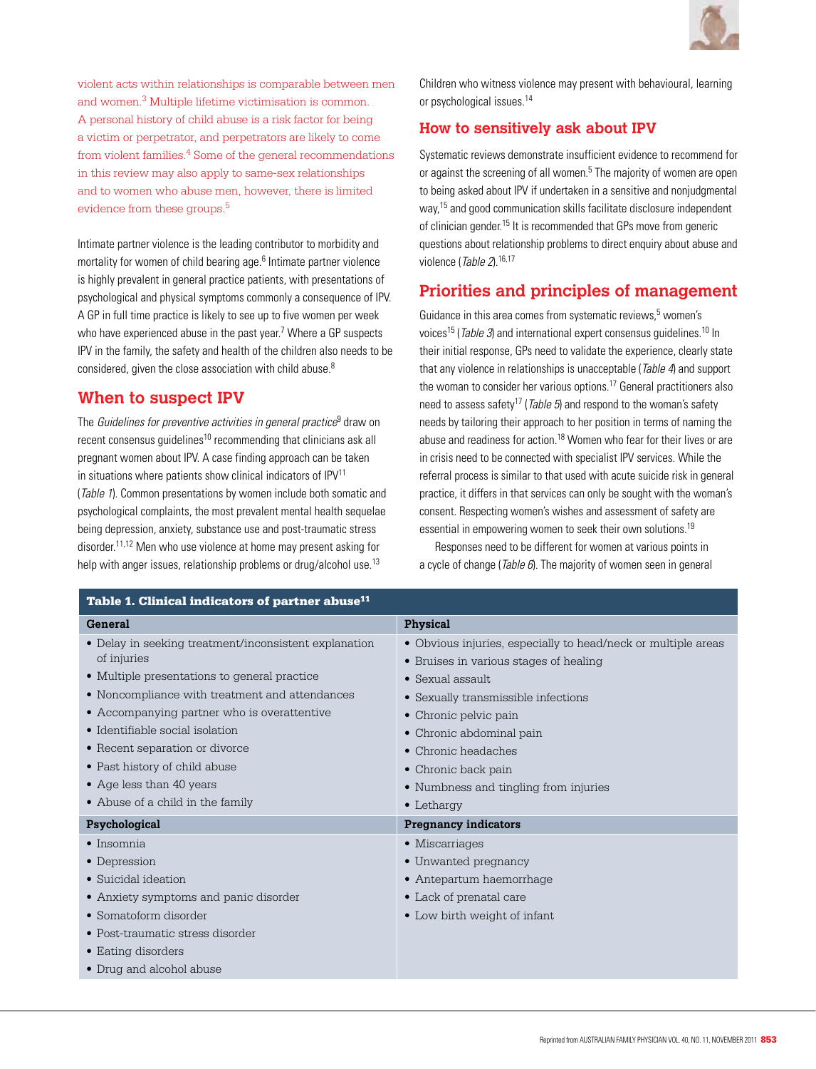violent acts within relationships is comparable between men and women.[3] Multiple lifetime victimisation is common. A personal history of child abuse is a risk factor for being a victim or perpetrator, and perpetrators are likely to come from violent families.[4] Some of the general recommendations in this review may also apply to same-sex relationships and to women who abuse men, however, there is limited evidence from these groups.[5]

Intimate partner violence is the leading contributor to morbidity and mortality for women of child bearing age.[6] Intimate partner violence is highly prevalent in general practice patients, with presentations of psychological and physical symptoms commonly a consequence of IPV. A GP in full time practice is likely to see up to five women per week who have experienced abuse in the past year.[7] Where a GP suspects IPV in the family, the safety and health of the children also needs to be considered, given the close association with child abuse.[8]

## When to suspect IPV

The *Guidelines for preventive activities in general practice*[9] draw on recent consensus guidelines[10] recommending that clinicians ask all pregnant women about IPV. A case finding approach can be taken in situations where patients show clinical indicators of IPV[11] (*Table 1*). Common presentations by women include both somatic and psychological complaints, the most prevalent mental health sequelae being depression, anxiety, substance use and post-traumatic stress disorder.[11,12] Men who use violence at home may present asking for help with anger issues, relationship problems or drug/alcohol use.[13] Children who witness violence may present with behavioural, learning or psychological issues.[14]

## How to sensitively ask about IPV

Systematic reviews demonstrate insufficient evidence to recommend for or against the screening of all women.[5] The majority of women are open to being asked about IPV if undertaken in a sensitive and nonjudgmental way,[15] and good communication skills facilitate disclosure independent of clinician gender.[15] It is recommended that GPs move from generic questions about relationship problems to direct enquiry about abuse and violence (*Table 2*).[16,17]

## Priorities and principles of management

Guidance in this area comes from systematic reviews,[5] women's voices[15] (*Table 3*) and international expert consensus guidelines.[10] In their initial response, GPs need to validate the experience, clearly state that any violence in relationships is unacceptable (*Table 4*) and support the woman to consider her various options.[17] General practitioners also need to assess safety[17] (*Table 5*) and respond to the woman's safety needs by tailoring their approach to her position in terms of naming the abuse and readiness for action.[18] Women who fear for their lives or are in crisis need to be connected with specialist IPV services. While the referral process is similar to that used with acute suicide risk in general practice, it differs in that services can only be sought with the woman's consent. Respecting women's wishes and assessment of safety are essential in empowering women to seek their own solutions.[19]

Responses need to be different for women at various points in a cycle of change (*Table 6*). The majority of women seen in general

**Table 1. Clinical indicators of partner abuse[11]**

| General | Physical |
|---|---|
| • Delay in seeking treatment/inconsistent explanation of injuries<br>• Multiple presentations to general practice<br>• Noncompliance with treatment and attendances<br>• Accompanying partner who is overattentive<br>• Identifiable social isolation<br>• Recent separation or divorce<br>• Past history of child abuse<br>• Age less than 40 years<br>• Abuse of a child in the family | • Obvious injuries, especially to head/neck or multiple areas<br>• Bruises in various stages of healing<br>• Sexual assault<br>• Sexually transmissible infections<br>• Chronic pelvic pain<br>• Chronic abdominal pain<br>• Chronic headaches<br>• Chronic back pain<br>• Numbness and tingling from injuries<br>• Lethargy |
| **Psychological** | **Pregnancy indicators** |
| • Insomnia<br>• Depression<br>• Suicidal ideation<br>• Anxiety symptoms and panic disorder<br>• Somatoform disorder<br>• Post-traumatic stress disorder<br>• Eating disorders<br>• Drug and alcohol abuse | • Miscarriages<br>• Unwanted pregnancy<br>• Antepartum haemorrhage<br>• Lack of prenatal care<br>• Low birth weight of infant |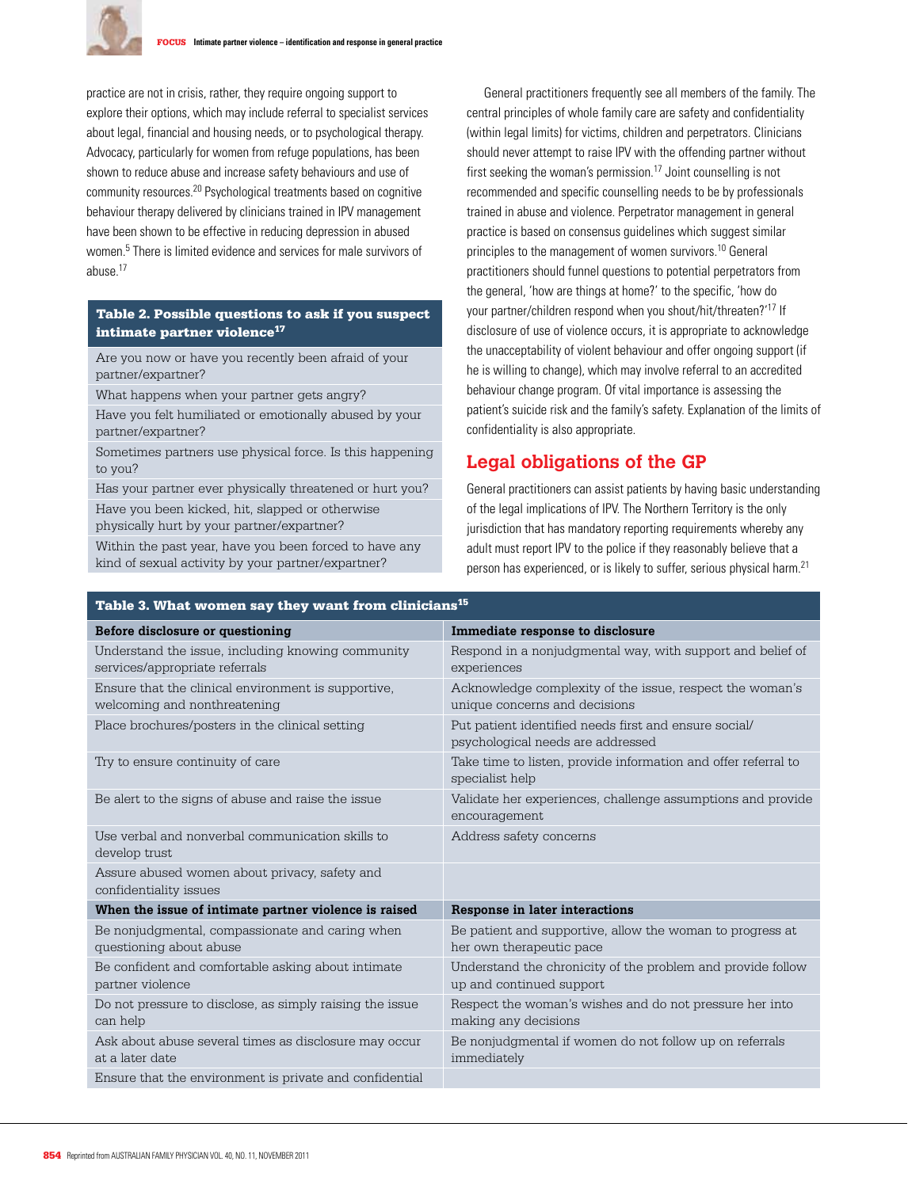practice are not in crisis, rather, they require ongoing support to explore their options, which may include referral to specialist services about legal, financial and housing needs, or to psychological therapy. Advocacy, particularly for women from refuge populations, has been shown to reduce abuse and increase safety behaviours and use of community resources.[20] Psychological treatments based on cognitive behaviour therapy delivered by clinicians trained in IPV management have been shown to be effective in reducing depression in abused women.[5] There is limited evidence and services for male survivors of abuse.[17]

**Table 2. Possible questions to ask if you suspect intimate partner violence[17]**

| |
|---|
| Are you now or have you recently been afraid of your partner/expartner? |
| What happens when your partner gets angry? |
| Have you felt humiliated or emotionally abused by your partner/expartner? |
| Sometimes partners use physical force. Is this happening to you? |
| Has your partner ever physically threatened or hurt you? |
| Have you been kicked, hit, slapped or otherwise physically hurt by your partner/expartner? |
| Within the past year, have you been forced to have any kind of sexual activity by your partner/expartner? |

General practitioners frequently see all members of the family. The central principles of whole family care are safety and confidentiality (within legal limits) for victims, children and perpetrators. Clinicians should never attempt to raise IPV with the offending partner without first seeking the woman's permission.[17] Joint counselling is not recommended and specific counselling needs to be by professionals trained in abuse and violence. Perpetrator management in general practice is based on consensus guidelines which suggest similar principles to the management of women survivors.[10] General practitioners should funnel questions to potential perpetrators from the general, 'how are things at home?' to the specific, 'how do your partner/children respond when you shout/hit/threaten?'[17] If disclosure of use of violence occurs, it is appropriate to acknowledge the unacceptability of violent behaviour and offer ongoing support (if he is willing to change), which may involve referral to an accredited behaviour change program. Of vital importance is assessing the patient's suicide risk and the family's safety. Explanation of the limits of confidentiality is also appropriate.

## Legal obligations of the GP

General practitioners can assist patients by having basic understanding of the legal implications of IPV. The Northern Territory is the only jurisdiction that has mandatory reporting requirements whereby any adult must report IPV to the police if they reasonably believe that a person has experienced, or is likely to suffer, serious physical harm.[21]

**Table 3. What women say they want from clinicians[15]**

| Before disclosure or questioning | Immediate response to disclosure |
|---|---|
| Understand the issue, including knowing community services/appropriate referrals | Respond in a nonjudgmental way, with support and belief of experiences |
| Ensure that the clinical environment is supportive, welcoming and nonthreatening | Acknowledge complexity of the issue, respect the woman's unique concerns and decisions |
| Place brochures/posters in the clinical setting | Put patient identified needs first and ensure social/ psychological needs are addressed |
| Try to ensure continuity of care | Take time to listen, provide information and offer referral to specialist help |
| Be alert to the signs of abuse and raise the issue | Validate her experiences, challenge assumptions and provide encouragement |
| Use verbal and nonverbal communication skills to develop trust | Address safety concerns |
| Assure abused women about privacy, safety and confidentiality issues | |
| **When the issue of intimate partner violence is raised** | **Response in later interactions** |
| Be nonjudgmental, compassionate and caring when questioning about abuse | Be patient and supportive, allow the woman to progress at her own therapeutic pace |
| Be confident and comfortable asking about intimate partner violence | Understand the chronicity of the problem and provide follow up and continued support |
| Do not pressure to disclose, as simply raising the issue can help | Respect the woman's wishes and do not pressure her into making any decisions |
| Ask about abuse several times as disclosure may occur at a later date | Be nonjudgmental if women do not follow up on referrals immediately |
| Ensure that the environment is private and confidential | |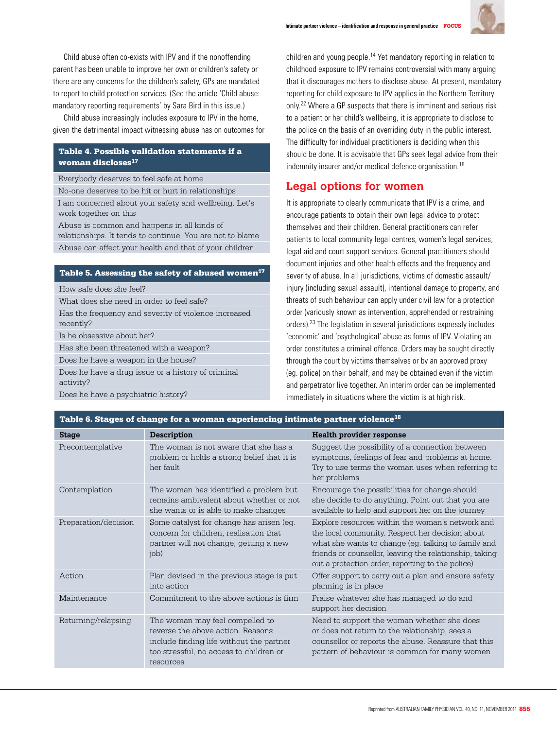Child abuse often co-exists with IPV and if the nonoffending parent has been unable to improve her own or children's safety or there are any concerns for the children's safety, GPs are mandated to report to child protection services. (See the article 'Child abuse: mandatory reporting requirements' by Sara Bird in this issue.)

Child abuse increasingly includes exposure to IPV in the home, given the detrimental impact witnessing abuse has on outcomes for children and young people.[14] Yet mandatory reporting in relation to childhood exposure to IPV remains controversial with many arguing that it discourages mothers to disclose abuse. At present, mandatory reporting for child exposure to IPV applies in the Northern Territory only.[22] Where a GP suspects that there is imminent and serious risk to a patient or her child's wellbeing, it is appropriate to disclose to the police on the basis of an overriding duty in the public interest. The difficulty for individual practitioners is deciding when this should be done. It is advisable that GPs seek legal advice from their indemnity insurer and/or medical defence organisation.[18]

**Table 4. Possible validation statements if a woman discloses[17]**

| |
|---|
| Everybody deserves to feel safe at home |
| No-one deserves to be hit or hurt in relationships |
| I am concerned about your safety and wellbeing. Let's work together on this |
| Abuse is common and happens in all kinds of relationships. It tends to continue. You are not to blame |
| Abuse can affect your health and that of your children |

**Table 5. Assessing the safety of abused women[17]**

| |
|---|
| How safe does she feel? |
| What does she need in order to feel safe? |
| Has the frequency and severity of violence increased recently? |
| Is he obsessive about her? |
| Has she been threatened with a weapon? |
| Does he have a weapon in the house? |
| Does he have a drug issue or a history of criminal activity? |
| Does he have a psychiatric history? |

## Legal options for women

It is appropriate to clearly communicate that IPV is a crime, and encourage patients to obtain their own legal advice to protect themselves and their children. General practitioners can refer patients to local community legal centres, women's legal services, legal aid and court support services. General practitioners should document injuries and other health effects and the frequency and severity of abuse. In all jurisdictions, victims of domestic assault/injury (including sexual assault), intentional damage to property, and threats of such behaviour can apply under civil law for a protection order (variously known as intervention, apprehended or restraining orders).[23] The legislation in several jurisdictions expressly includes 'economic' and 'psychological' abuse as forms of IPV. Violating an order constitutes a criminal offence. Orders may be sought directly through the court by victims themselves or by an approved proxy (eg. police) on their behalf, and may be obtained even if the victim and perpetrator live together. An interim order can be implemented immediately in situations where the victim is at high risk.

**Table 6. Stages of change for a woman experiencing intimate partner violence[18]**

| Stage | Description | Health provider response |
|---|---|---|
| Precontemplative | The woman is not aware that she has a problem or holds a strong belief that it is her fault | Suggest the possibility of a connection between symptoms, feelings of fear and problems at home. Try to use terms the woman uses when referring to her problems |
| Contemplation | The woman has identified a problem but remains ambivalent about whether or not she wants or is able to make changes | Encourage the possibilities for change should she decide to do anything. Point out that you are available to help and support her on the journey |
| Preparation/decision | Some catalyst for change has arisen (eg. concern for children, realisation that partner will not change, getting a new job) | Explore resources within the woman's network and the local community. Respect her decision about what she wants to change (eg. talking to family and friends or counsellor, leaving the relationship, taking out a protection order, reporting to the police) |
| Action | Plan devised in the previous stage is put into action | Offer support to carry out a plan and ensure safety planning is in place |
| Maintenance | Commitment to the above actions is firm | Praise whatever she has managed to do and support her decision |
| Returning/relapsing | The woman may feel compelled to reverse the above action. Reasons include finding life without the partner too stressful, no access to children or resources | Need to support the woman whether she does or does not return to the relationship, sees a counsellor or reports the abuse. Reassure that this pattern of behaviour is common for many women |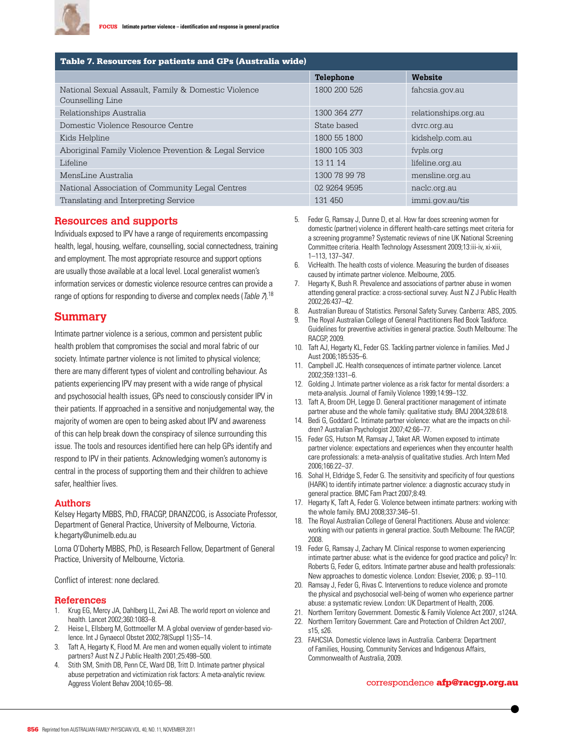**Table 7. Resources for patients and GPs (Australia wide)**

| | Telephone | Website |
|---|---|---|
| National Sexual Assault, Family & Domestic Violence Counselling Line | 1800 200 526 | fahcsia.gov.au |
| Relationships Australia | 1300 364 277 | relationships.org.au |
| Domestic Violence Resource Centre | State based | dvrc.org.au |
| Kids Helpline | 1800 55 1800 | kidshelp.com.au |
| Aboriginal Family Violence Prevention & Legal Service | 1800 105 303 | fvpls.org |
| Lifeline | 13 11 14 | lifeline.org.au |
| MensLine Australia | 1300 78 99 78 | mensline.org.au |
| National Association of Community Legal Centres | 02 9264 9595 | naclc.org.au |
| Translating and Interpreting Service | 131 450 | immi.gov.au/tis |

## Resources and supports

Individuals exposed to IPV have a range of requirements encompassing health, legal, housing, welfare, counselling, social connectedness, training and employment. The most appropriate resource and support options are usually those available at a local level. Local generalist women's information services or domestic violence resource centres can provide a range of options for responding to diverse and complex needs (*Table 7*).[18]

## Summary

Intimate partner violence is a serious, common and persistent public health problem that compromises the social and moral fabric of our society. Intimate partner violence is not limited to physical violence; there are many different types of violent and controlling behaviour. As patients experiencing IPV may present with a wide range of physical and psychosocial health issues, GPs need to consciously consider IPV in their patients. If approached in a sensitive and nonjudgemental way, the majority of women are open to being asked about IPV and awareness of this can help break down the conspiracy of silence surrounding this issue. The tools and resources identified here can help GPs identify and respond to IPV in their patients. Acknowledging women's autonomy is central in the process of supporting them and their children to achieve safer, healthier lives.

## Authors

Kelsey Hegarty MBBS, PhD, FRACGP, DRANZCOG, is Associate Professor, Department of General Practice, University of Melbourne, Victoria. k.hegarty@unimelb.edu.au

Lorna O'Doherty MBBS, PhD, is Research Fellow, Department of General Practice, University of Melbourne, Victoria.

Conflict of interest: none declared.

## References

1. Krug EG, Mercy JA, Dahlberg LL, Zwi AB. The world report on violence and health. Lancet 2002;360:1083–8.
2. Heise L, Ellsberg M, Gottmoeller M. A global overview of gender-based violence. Int J Gynaecol Obstet 2002;78(Suppl 1):S5–14.
3. Taft A, Hegarty K, Flood M. Are men and women equally violent to intimate partners? Aust N Z J Public Health 2001;25:498–500.
4. Stith SM, Smith DB, Penn CE, Ward DB, Tritt D. Intimate partner physical abuse perpetration and victimization risk factors: A meta-analytic review. Aggress Violent Behav 2004;10:65–98.
5. Feder G, Ramsay J, Dunne D, et al. How far does screening women for domestic (partner) violence in different health-care settings meet criteria for a screening programme? Systematic reviews of nine UK National Screening Committee criteria. Health Technology Assessment 2009;13:iii-iv, xi-xiii, 1–113, 137–347.
6. VicHealth. The health costs of violence. Measuring the burden of diseases caused by intimate partner violence. Melbourne, 2005.
7. Hegarty K, Bush R. Prevalence and associations of partner abuse in women attending general practice: a cross-sectional survey. Aust N Z J Public Health 2002;26:437–42.
8. Australian Bureau of Statistics. Personal Safety Survey. Canberra: ABS, 2005.
9. The Royal Australian College of General Practitioners Red Book Taskforce. Guidelines for preventive activities in general practice. South Melbourne: The RACGP, 2009.
10. Taft AJ, Hegarty KL, Feder GS. Tackling partner violence in families. Med J Aust 2006;185:535–6.
11. Campbell JC. Health consequences of intimate partner violence. Lancet 2002;359:1331–6.
12. Golding J. Intimate partner violence as a risk factor for mental disorders: a meta-analysis. Journal of Family Violence 1999;14:99–132.
13. Taft A, Broom DH, Legge D. General practitioner management of intimate partner abuse and the whole family: qualitative study. BMJ 2004;328:618.
14. Bedi G, Goddard C. Intimate partner violence: what are the impacts on children? Australian Psychologist 2007;42:66–77.
15. Feder GS, Hutson M, Ramsay J, Taket AR. Women exposed to intimate partner violence: expectations and experiences when they encounter health care professionals: a meta-analysis of qualitative studies. Arch Intern Med 2006;166:22–37.
16. Sohal H, Eldridge S, Feder G. The sensitivity and specificity of four questions (HARK) to identify intimate partner violence: a diagnostic accuracy study in general practice. BMC Fam Pract 2007;8:49.
17. Hegarty K, Taft A, Feder G. Violence between intimate partners: working with the whole family. BMJ 2008;337:346–51.
18. The Royal Australian College of General Practitioners. Abuse and violence: working with our patients in general practice. South Melbourne: The RACGP, 2008.
19. Feder G, Ramsay J, Zachary M. Clinical response to women experiencing intimate partner abuse: what is the evidence for good practice and policy? In: Roberts G, Feder G, editors. Intimate partner abuse and health professionals: New approaches to domestic violence. London: Elsevier, 2006; p. 93–110.
20. Ramsay J, Feder G, Rivas C. Interventions to reduce violence and promote the physical and psychosocial well-being of women who experience partner abuse: a systematic review. London: UK Department of Health, 2006.
21. Northern Territory Government. Domestic & Family Violence Act 2007, s124A.
22. Northern Territory Government. Care and Protection of Children Act 2007, s15, s26.
23. FAHCSIA. Domestic violence laws in Australia. Canberra: Department of Families, Housing, Community Services and Indigenous Affairs, Commonwealth of Australia, 2009.

correspondence **afp@racgp.org.au**